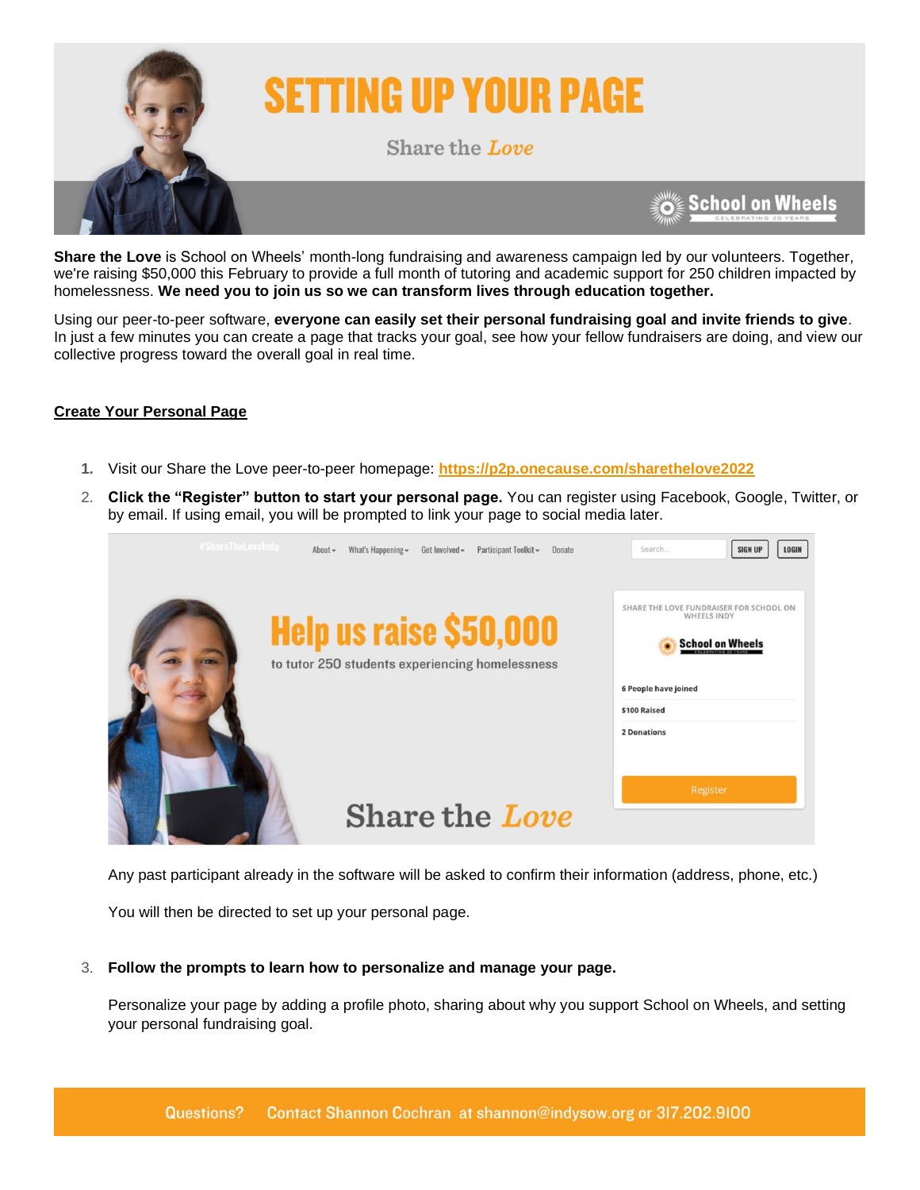# SETTING UP YOUR PAGE

Share the *Love*

School on Wheels

**Share the Love** is School on Wheels' month-long fundraising and awareness campaign led by our volunteers. Together, we're raising $50,000 this February to provide a full month of tutoring and academic support for 250 children impacted by homelessness. **We need you to join us so we can transform lives through education together.**

Using our peer-to-peer software, **everyone can easily set their personal fundraising goal and invite friends to give**. In just a few minutes you can create a page that tracks your goal, see how your fellow fundraisers are doing, and view our collective progress toward the overall goal in real time.

## Create Your Personal Page

1. Visit our Share the Love peer-to-peer homepage: **https://p2p.onecause.com/sharethelove2022**
2. **Click the "Register" button to start your personal page.** You can register using Facebook, Google, Twitter, or by email. If using email, you will be prompted to link your page to social media later.

   Any past participant already in the software will be asked to confirm their information (address, phone, etc.)

   You will then be directed to set up your personal page.

3. **Follow the prompts to learn how to personalize and manage your page.**

   Personalize your page by adding a profile photo, sharing about why you support School on Wheels, and setting your personal fundraising goal.

Questions? Contact Shannon Cochran at shannon@indysow.org or 317.202.9100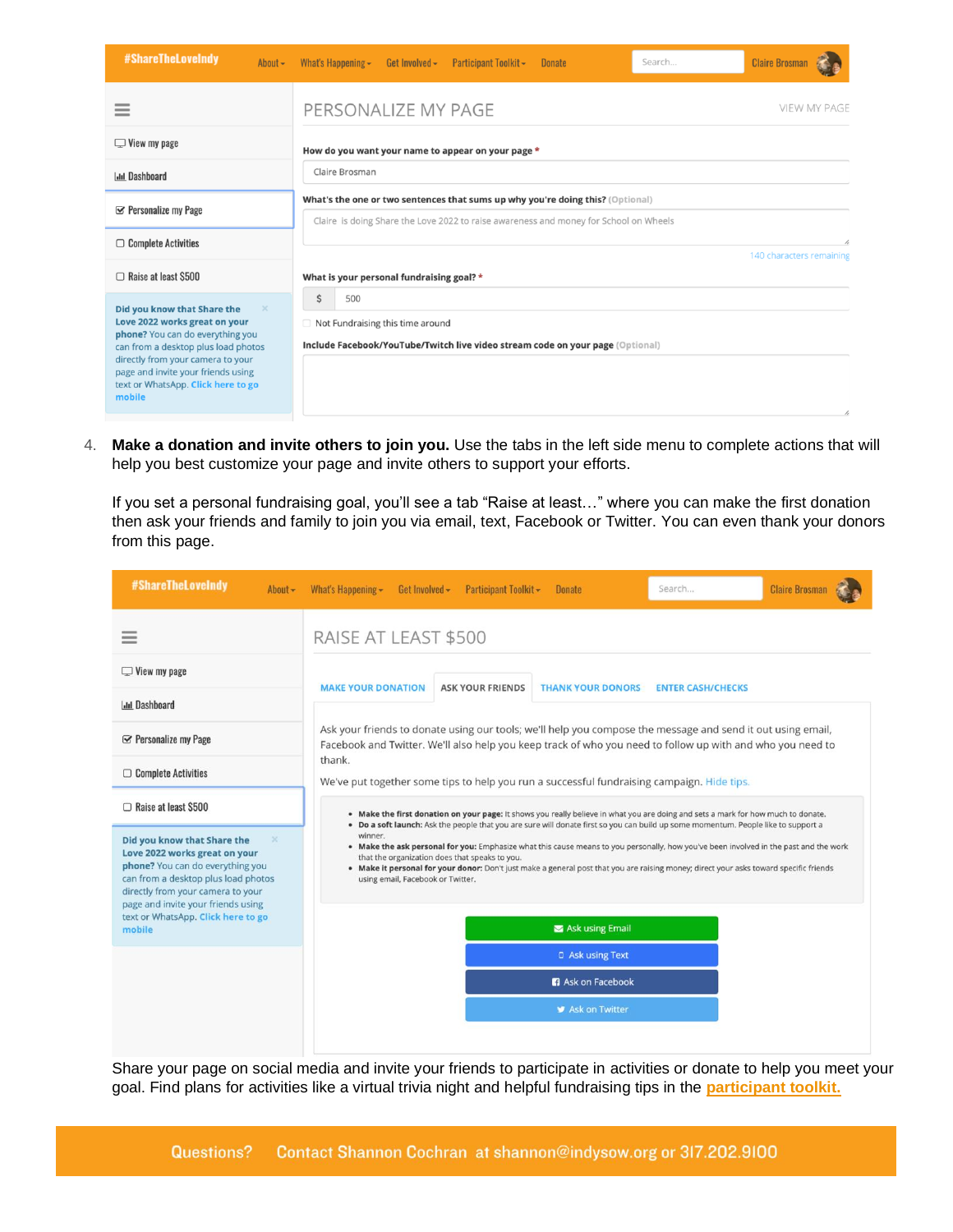#ShareTheLoveIndy About ▾ What's Happening ▾ Get Involved ▾ Participant Toolkit ▾ Donate Search... Claire Brosman

- View my page
- Dashboard
- Personalize my Page
- Complete Activities
- Raise at least $500

Did you know that Share the Love 2022 works great on your phone? You can do everything you can from a desktop plus load photos directly from your camera to your page and invite your friends using text or WhatsApp. Click here to go mobile

PERSONALIZE MY PAGE

VIEW MY PAGE

How do you want your name to appear on your page *

Claire Brosman

What's the one or two sentences that sums up why you're doing this? (Optional)

Claire is doing Share the Love 2022 to raise awareness and money for School on Wheels

140 characters remaining

What is your personal fundraising goal? *

$ 500

Not Fundraising this time around

Include Facebook/YouTube/Twitch live video stream code on your page (Optional)

4. **Make a donation and invite others to join you.** Use the tabs in the left side menu to complete actions that will help you best customize your page and invite others to support your efforts.

   If you set a personal fundraising goal, you'll see a tab "Raise at least…" where you can make the first donation then ask your friends and family to join you via email, text, Facebook or Twitter. You can even thank your donors from this page.

#ShareTheLoveIndy About ▾ What's Happening ▾ Get Involved ▾ Participant Toolkit ▾ Donate Search... Claire Brosman

- View my page
- Dashboard
- Personalize my Page
- Complete Activities
- Raise at least $500

Did you know that Share the Love 2022 works great on your phone? You can do everything you can from a desktop plus load photos directly from your camera to your page and invite your friends using text or WhatsApp. Click here to go mobile

RAISE AT LEAST $500

MAKE YOUR DONATION | ASK YOUR FRIENDS | THANK YOUR DONORS | ENTER CASH/CHECKS

Ask your friends to donate using our tools; we'll help you compose the message and send it out using email, Facebook and Twitter. We'll also help you keep track of who you need to follow up with and who you need to thank.

We've put together some tips to help you run a successful fundraising campaign. Hide tips.

- **Make the first donation on your page:** It shows you really believe in what you are doing and sets a mark for how much to donate.
- **Do a soft launch:** Ask the people that you are sure will donate first so you can build up some momentum. People like to support a winner.
- **Make the ask personal for you:** Emphasize what this cause means to you personally, how you've been involved in the past and the work that the organization does that speaks to you.
- **Make it personal for your donor:** Don't just make a general post that you are raising money; direct your asks toward specific friends using email, Facebook or Twitter.

Ask using Email

Ask using Text

Ask on Facebook

Ask on Twitter

Share your page on social media and invite your friends to participate in activities or donate to help you meet your goal. Find plans for activities like a virtual trivia night and helpful fundraising tips in the **participant toolkit.**

Questions? Contact Shannon Cochran at shannon@indysow.org or 317.202.9100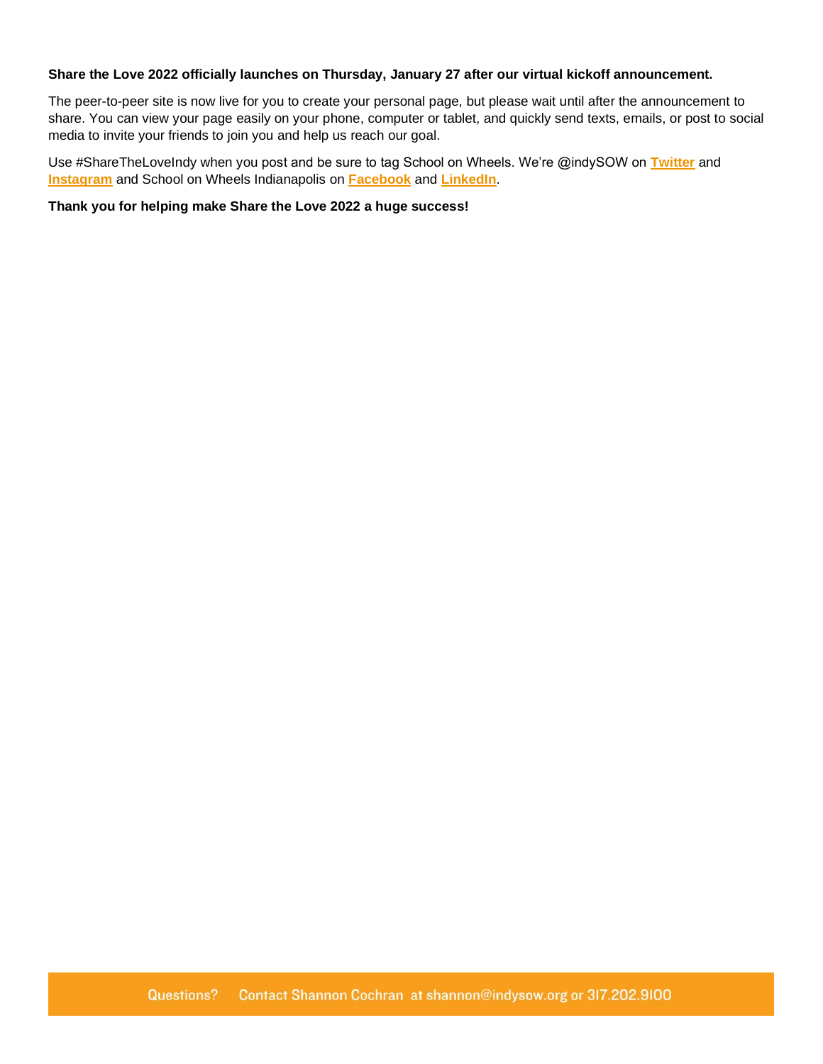**Share the Love 2022 officially launches on Thursday, January 27 after our virtual kickoff announcement.**

The peer-to-peer site is now live for you to create your personal page, but please wait until after the announcement to share. You can view your page easily on your phone, computer or tablet, and quickly send texts, emails, or post to social media to invite your friends to join you and help us reach our goal.

Use #ShareTheLoveIndy when you post and be sure to tag School on Wheels. We're @indySOW on **Twitter** and **Instagram** and School on Wheels Indianapolis on **Facebook** and **LinkedIn**.

**Thank you for helping make Share the Love 2022 a huge success!**

Questions? Contact Shannon Cochran at shannon@indysow.org or 317.202.9100